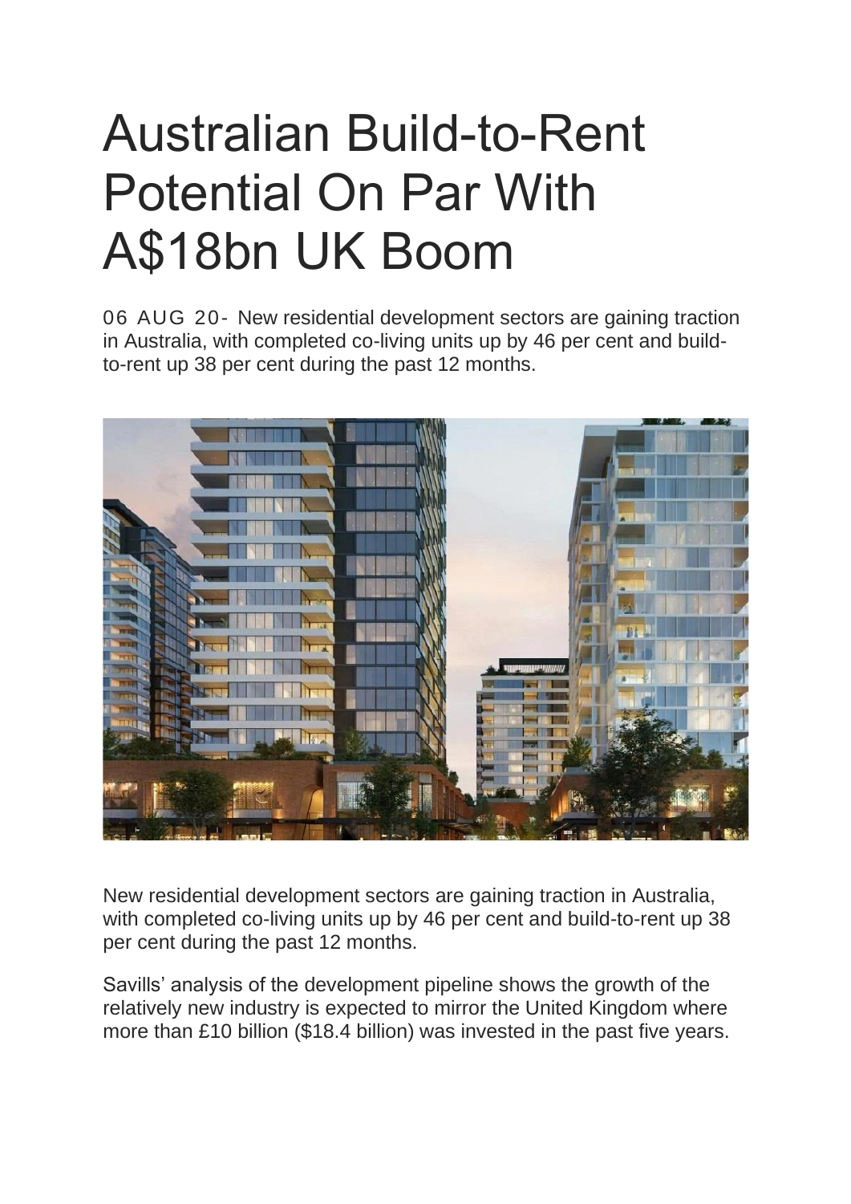# Australian Build-to-Rent Potential On Par With A$18bn UK Boom

06 AUG 20- New residential development sectors are gaining traction in Australia, with completed co-living units up by 46 per cent and build-to-rent up 38 per cent during the past 12 months.

New residential development sectors are gaining traction in Australia, with completed co-living units up by 46 per cent and build-to-rent up 38 per cent during the past 12 months.

Savills' analysis of the development pipeline shows the growth of the relatively new industry is expected to mirror the United Kingdom where more than £10 billion ($18.4 billion) was invested in the past five years.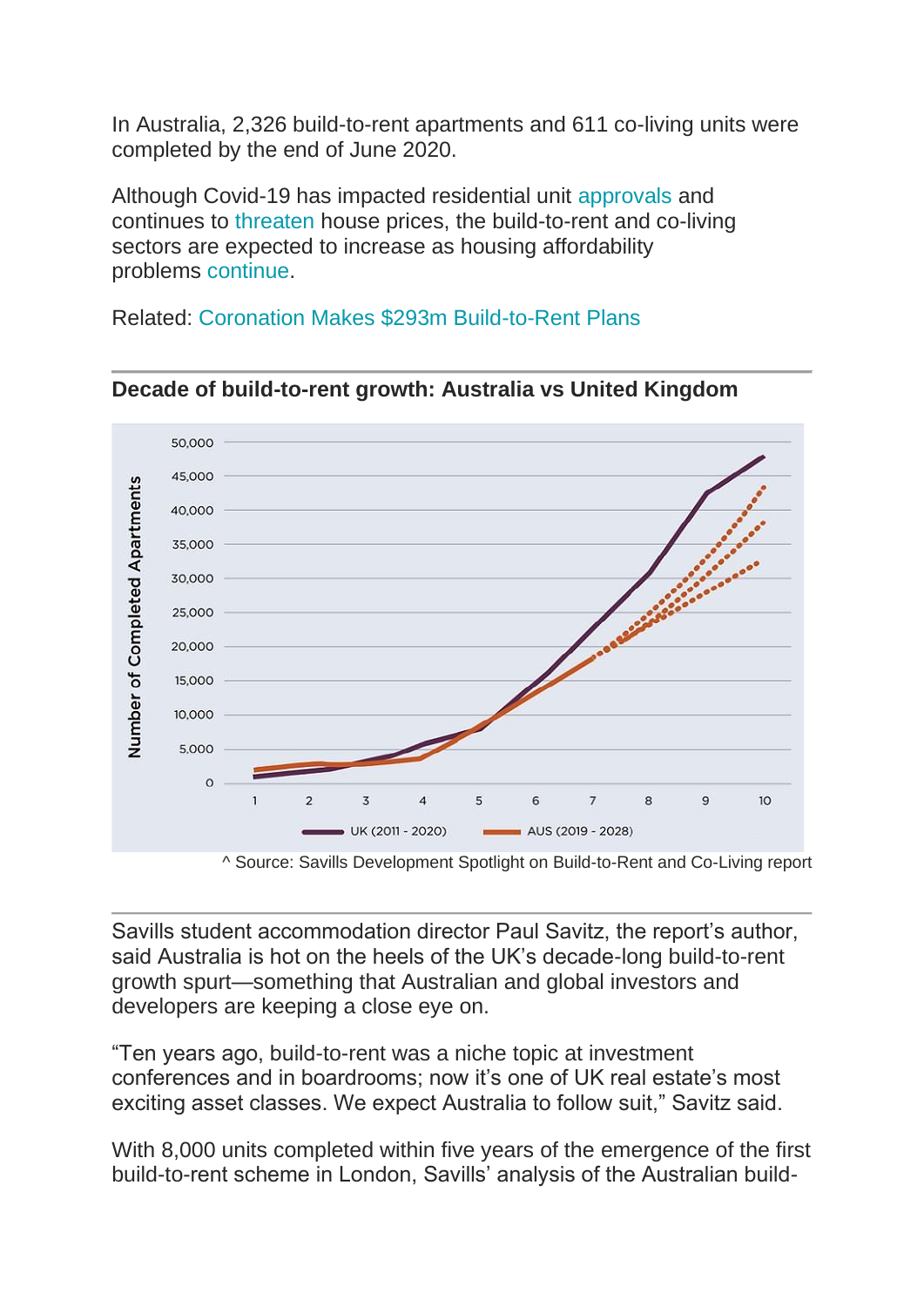In Australia, 2,326 build-to-rent apartments and 611 co-living units were completed by the end of June 2020.

Although Covid-19 has impacted residential unit approvals and continues to threaten house prices, the build-to-rent and co-living sectors are expected to increase as housing affordability problems continue.

Related: Coronation Makes $293m Build-to-Rent Plans

---

**Decade of build-to-rent growth: Australia vs United Kingdom**

Number of Completed Apartments

50,000
45,000
40,000
35,000
30,000
25,000
20,000
15,000
10,000
5,000
0

1 2 3 4 5 6 7 8 9 10

UK (2011 - 2020)
AUS (2019 - 2028)

^ Source: Savills Development Spotlight on Build-to-Rent and Co-Living report

---

Savills student accommodation director Paul Savitz, the report's author, said Australia is hot on the heels of the UK's decade-long build-to-rent growth spurt—something that Australian and global investors and developers are keeping a close eye on.

"Ten years ago, build-to-rent was a niche topic at investment conferences and in boardrooms; now it's one of UK real estate's most exciting asset classes. We expect Australia to follow suit," Savitz said.

With 8,000 units completed within five years of the emergence of the first build-to-rent scheme in London, Savills' analysis of the Australian build-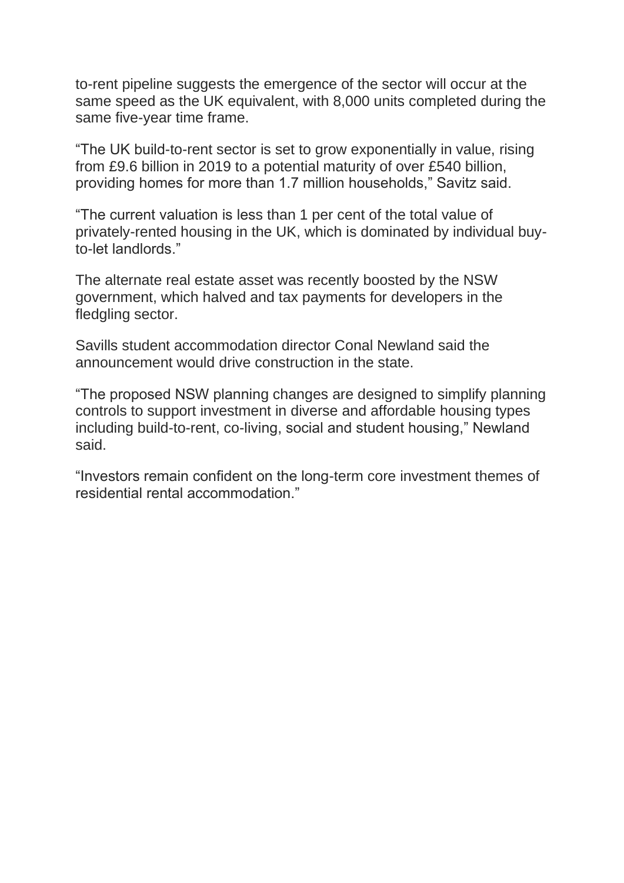to-rent pipeline suggests the emergence of the sector will occur at the same speed as the UK equivalent, with 8,000 units completed during the same five-year time frame.

“The UK build-to-rent sector is set to grow exponentially in value, rising from £9.6 billion in 2019 to a potential maturity of over £540 billion, providing homes for more than 1.7 million households,” Savitz said.

“The current valuation is less than 1 per cent of the total value of privately-rented housing in the UK, which is dominated by individual buy-to-let landlords.”

The alternate real estate asset was recently boosted by the NSW government, which halved and tax payments for developers in the fledgling sector.

Savills student accommodation director Conal Newland said the announcement would drive construction in the state.

“The proposed NSW planning changes are designed to simplify planning controls to support investment in diverse and affordable housing types including build-to-rent, co-living, social and student housing,” Newland said.

“Investors remain confident on the long-term core investment themes of residential rental accommodation.”